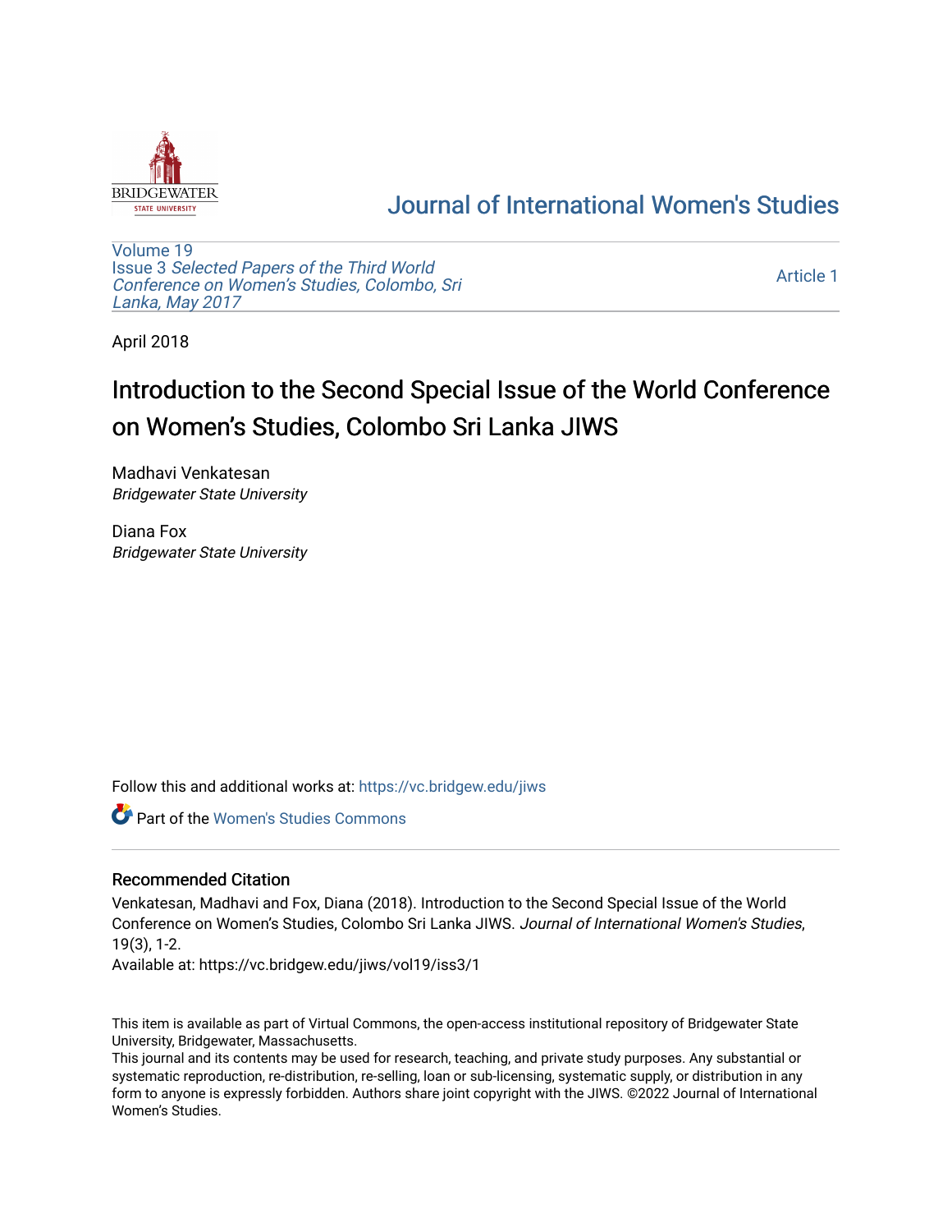# Journal of International Women's Studies

Volume 19
Issue 3 *Selected Papers of the Third World Conference on Women's Studies, Colombo, Sri Lanka, May 2017*

Article 1

April 2018

# Introduction to the Second Special Issue of the World Conference on Women's Studies, Colombo Sri Lanka JIWS

Madhavi Venkatesan
*Bridgewater State University*

Diana Fox
*Bridgewater State University*

Follow this and additional works at: https://vc.bridgew.edu/jiws

Part of the Women's Studies Commons

## Recommended Citation

Venkatesan, Madhavi and Fox, Diana (2018). Introduction to the Second Special Issue of the World Conference on Women's Studies, Colombo Sri Lanka JIWS. *Journal of International Women's Studies*, 19(3), 1-2.
Available at: https://vc.bridgew.edu/jiws/vol19/iss3/1

This item is available as part of Virtual Commons, the open-access institutional repository of Bridgewater State University, Bridgewater, Massachusetts.
This journal and its contents may be used for research, teaching, and private study purposes. Any substantial or systematic reproduction, re-distribution, re-selling, loan or sub-licensing, systematic supply, or distribution in any form to anyone is expressly forbidden. Authors share joint copyright with the JIWS. ©2022 Journal of International Women's Studies.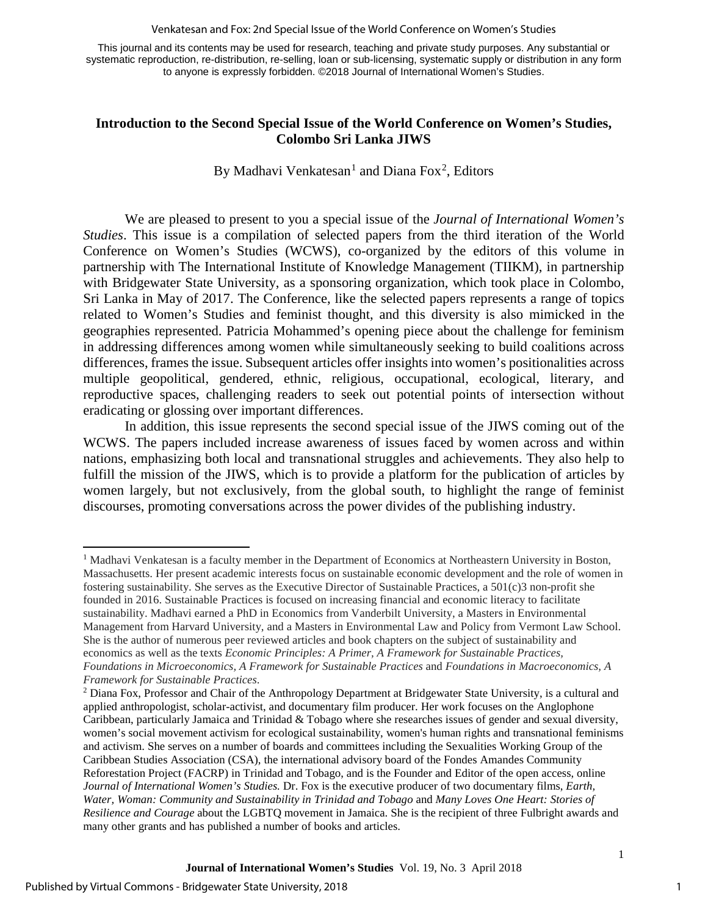## Introduction to the Second Special Issue of the World Conference on Women's Studies, Colombo Sri Lanka JIWS

By Madhavi Venkatesan[1] and Diana Fox[2], Editors

We are pleased to present to you a special issue of the *Journal of International Women's Studies*. This issue is a compilation of selected papers from the third iteration of the World Conference on Women's Studies (WCWS), co-organized by the editors of this volume in partnership with The International Institute of Knowledge Management (TIIKM), in partnership with Bridgewater State University, as a sponsoring organization, which took place in Colombo, Sri Lanka in May of 2017. The Conference, like the selected papers represents a range of topics related to Women's Studies and feminist thought, and this diversity is also mimicked in the geographies represented. Patricia Mohammed's opening piece about the challenge for feminism in addressing differences among women while simultaneously seeking to build coalitions across differences, frames the issue. Subsequent articles offer insights into women's positionalities across multiple geopolitical, gendered, ethnic, religious, occupational, ecological, literary, and reproductive spaces, challenging readers to seek out potential points of intersection without eradicating or glossing over important differences.

In addition, this issue represents the second special issue of the JIWS coming out of the WCWS. The papers included increase awareness of issues faced by women across and within nations, emphasizing both local and transnational struggles and achievements. They also help to fulfill the mission of the JIWS, which is to provide a platform for the publication of articles by women largely, but not exclusively, from the global south, to highlight the range of feminist discourses, promoting conversations across the power divides of the publishing industry.

---

[1] Madhavi Venkatesan is a faculty member in the Department of Economics at Northeastern University in Boston, Massachusetts. Her present academic interests focus on sustainable economic development and the role of women in fostering sustainability. She serves as the Executive Director of Sustainable Practices, a 501(c)3 non-profit she founded in 2016. Sustainable Practices is focused on increasing financial and economic literacy to facilitate sustainability. Madhavi earned a PhD in Economics from Vanderbilt University, a Masters in Environmental Management from Harvard University, and a Masters in Environmental Law and Policy from Vermont Law School. She is the author of numerous peer reviewed articles and book chapters on the subject of sustainability and economics as well as the texts *Economic Principles: A Primer, A Framework for Sustainable Practices, Foundations in Microeconomics, A Framework for Sustainable Practices* and *Foundations in Macroeconomics, A Framework for Sustainable Practices*.

[2] Diana Fox, Professor and Chair of the Anthropology Department at Bridgewater State University, is a cultural and applied anthropologist, scholar-activist, and documentary film producer. Her work focuses on the Anglophone Caribbean, particularly Jamaica and Trinidad & Tobago where she researches issues of gender and sexual diversity, women's social movement activism for ecological sustainability, women's human rights and transnational feminisms and activism. She serves on a number of boards and committees including the Sexualities Working Group of the Caribbean Studies Association (CSA), the international advisory board of the Fondes Amandes Community Reforestation Project (FACRP) in Trinidad and Tobago, and is the Founder and Editor of the open access, online *Journal of International Women's Studies.* Dr. Fox is the executive producer of two documentary films, *Earth, Water, Woman: Community and Sustainability in Trinidad and Tobago* and *Many Loves One Heart: Stories of Resilience and Courage* about the LGBTQ movement in Jamaica. She is the recipient of three Fulbright awards and many other grants and has published a number of books and articles.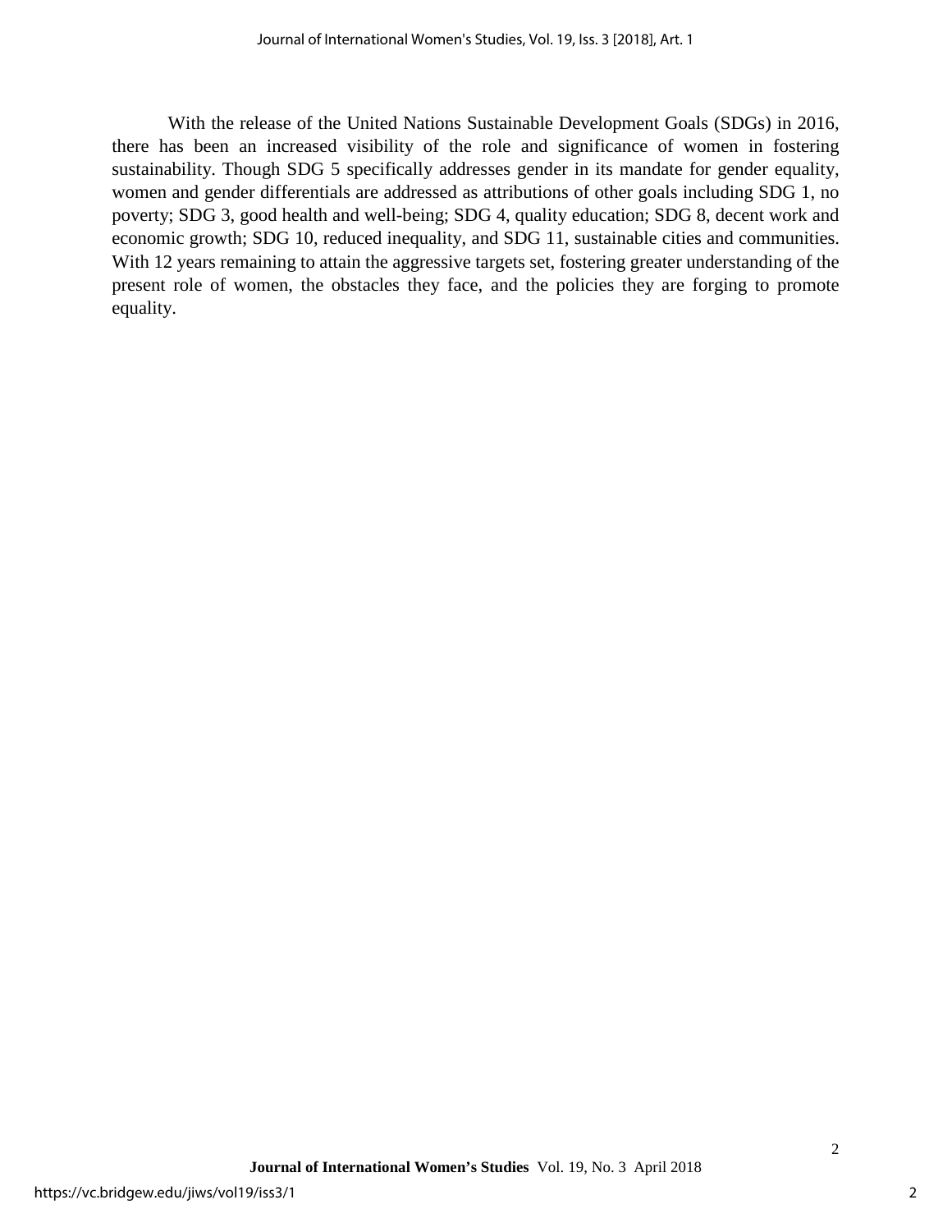With the release of the United Nations Sustainable Development Goals (SDGs) in 2016, there has been an increased visibility of the role and significance of women in fostering sustainability. Though SDG 5 specifically addresses gender in its mandate for gender equality, women and gender differentials are addressed as attributions of other goals including SDG 1, no poverty; SDG 3, good health and well-being; SDG 4, quality education; SDG 8, decent work and economic growth; SDG 10, reduced inequality, and SDG 11, sustainable cities and communities. With 12 years remaining to attain the aggressive targets set, fostering greater understanding of the present role of women, the obstacles they face, and the policies they are forging to promote equality.